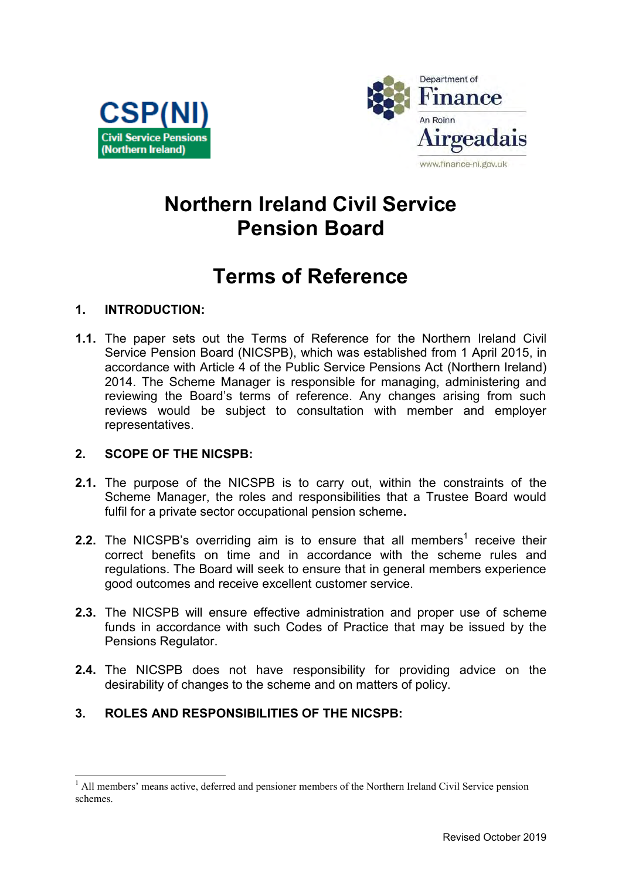CSP(NI)
Civil Service Pensions (Northern Ireland)

Department of Finance
An Roinn Airgeadais
www.finance-ni.gov.uk

# Northern Ireland Civil Service Pension Board

# Terms of Reference

## 1. INTRODUCTION:

**1.1.** The paper sets out the Terms of Reference for the Northern Ireland Civil Service Pension Board (NICSPB), which was established from 1 April 2015, in accordance with Article 4 of the Public Service Pensions Act (Northern Ireland) 2014. The Scheme Manager is responsible for managing, administering and reviewing the Board's terms of reference. Any changes arising from such reviews would be subject to consultation with member and employer representatives.

## 2. SCOPE OF THE NICSPB:

**2.1.** The purpose of the NICSPB is to carry out, within the constraints of the Scheme Manager, the roles and responsibilities that a Trustee Board would fulfil for a private sector occupational pension scheme.

**2.2.** The NICSPB's overriding aim is to ensure that all members[1] receive their correct benefits on time and in accordance with the scheme rules and regulations. The Board will seek to ensure that in general members experience good outcomes and receive excellent customer service.

**2.3.** The NICSPB will ensure effective administration and proper use of scheme funds in accordance with such Codes of Practice that may be issued by the Pensions Regulator.

**2.4.** The NICSPB does not have responsibility for providing advice on the desirability of changes to the scheme and on matters of policy.

## 3. ROLES AND RESPONSIBILITIES OF THE NICSPB:

[1] All members' means active, deferred and pensioner members of the Northern Ireland Civil Service pension schemes.

Revised October 2019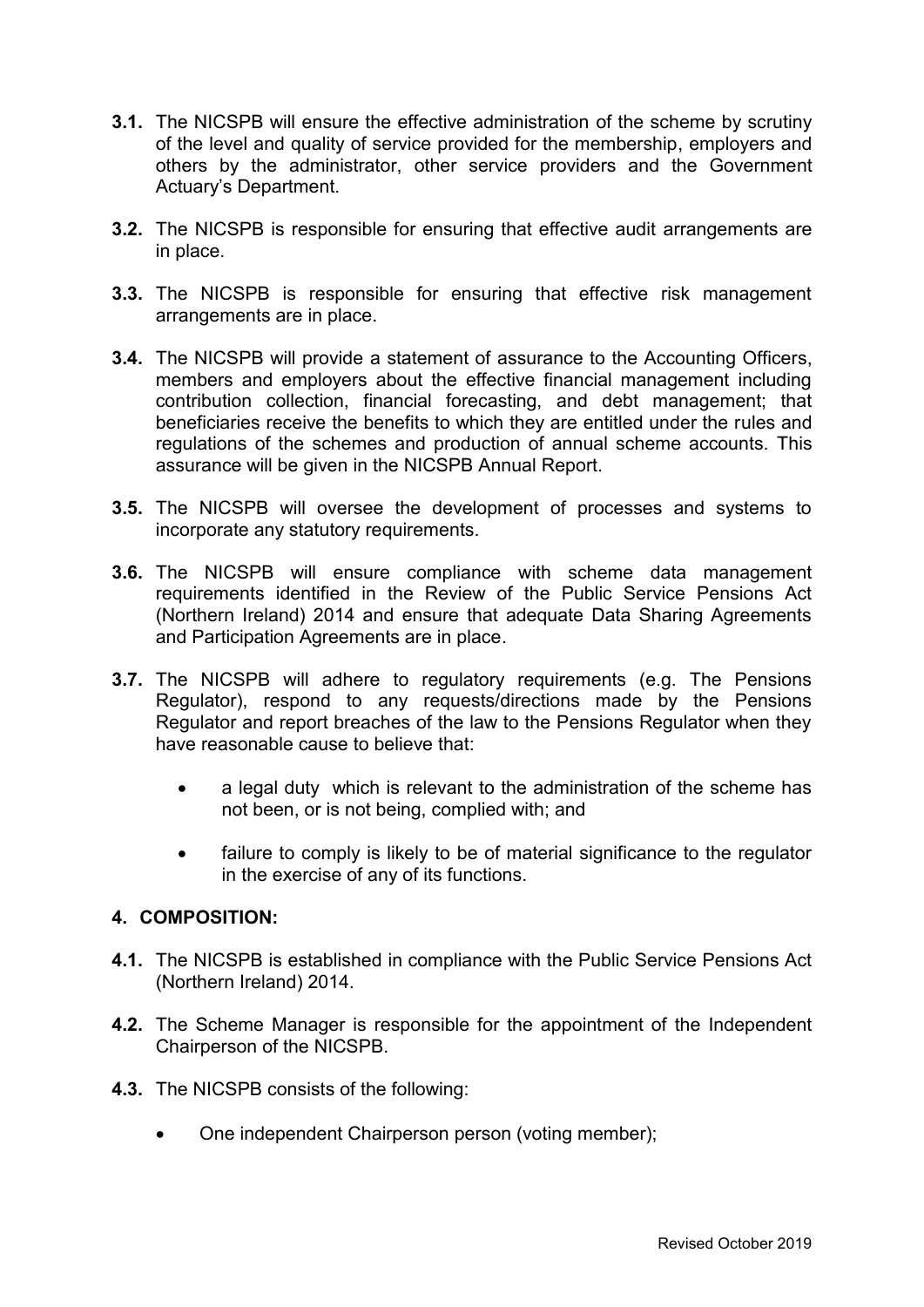**3.1.** The NICSPB will ensure the effective administration of the scheme by scrutiny of the level and quality of service provided for the membership, employers and others by the administrator, other service providers and the Government Actuary's Department.

**3.2.** The NICSPB is responsible for ensuring that effective audit arrangements are in place.

**3.3.** The NICSPB is responsible for ensuring that effective risk management arrangements are in place.

**3.4.** The NICSPB will provide a statement of assurance to the Accounting Officers, members and employers about the effective financial management including contribution collection, financial forecasting, and debt management; that beneficiaries receive the benefits to which they are entitled under the rules and regulations of the schemes and production of annual scheme accounts. This assurance will be given in the NICSPB Annual Report.

**3.5.** The NICSPB will oversee the development of processes and systems to incorporate any statutory requirements.

**3.6.** The NICSPB will ensure compliance with scheme data management requirements identified in the Review of the Public Service Pensions Act (Northern Ireland) 2014 and ensure that adequate Data Sharing Agreements and Participation Agreements are in place.

**3.7.** The NICSPB will adhere to regulatory requirements (e.g. The Pensions Regulator), respond to any requests/directions made by the Pensions Regulator and report breaches of the law to the Pensions Regulator when they have reasonable cause to believe that:

- a legal duty which is relevant to the administration of the scheme has not been, or is not being, complied with; and
- failure to comply is likely to be of material significance to the regulator in the exercise of any of its functions.

## 4. COMPOSITION:

**4.1.** The NICSPB is established in compliance with the Public Service Pensions Act (Northern Ireland) 2014.

**4.2.** The Scheme Manager is responsible for the appointment of the Independent Chairperson of the NICSPB.

**4.3.** The NICSPB consists of the following:

- One independent Chairperson person (voting member);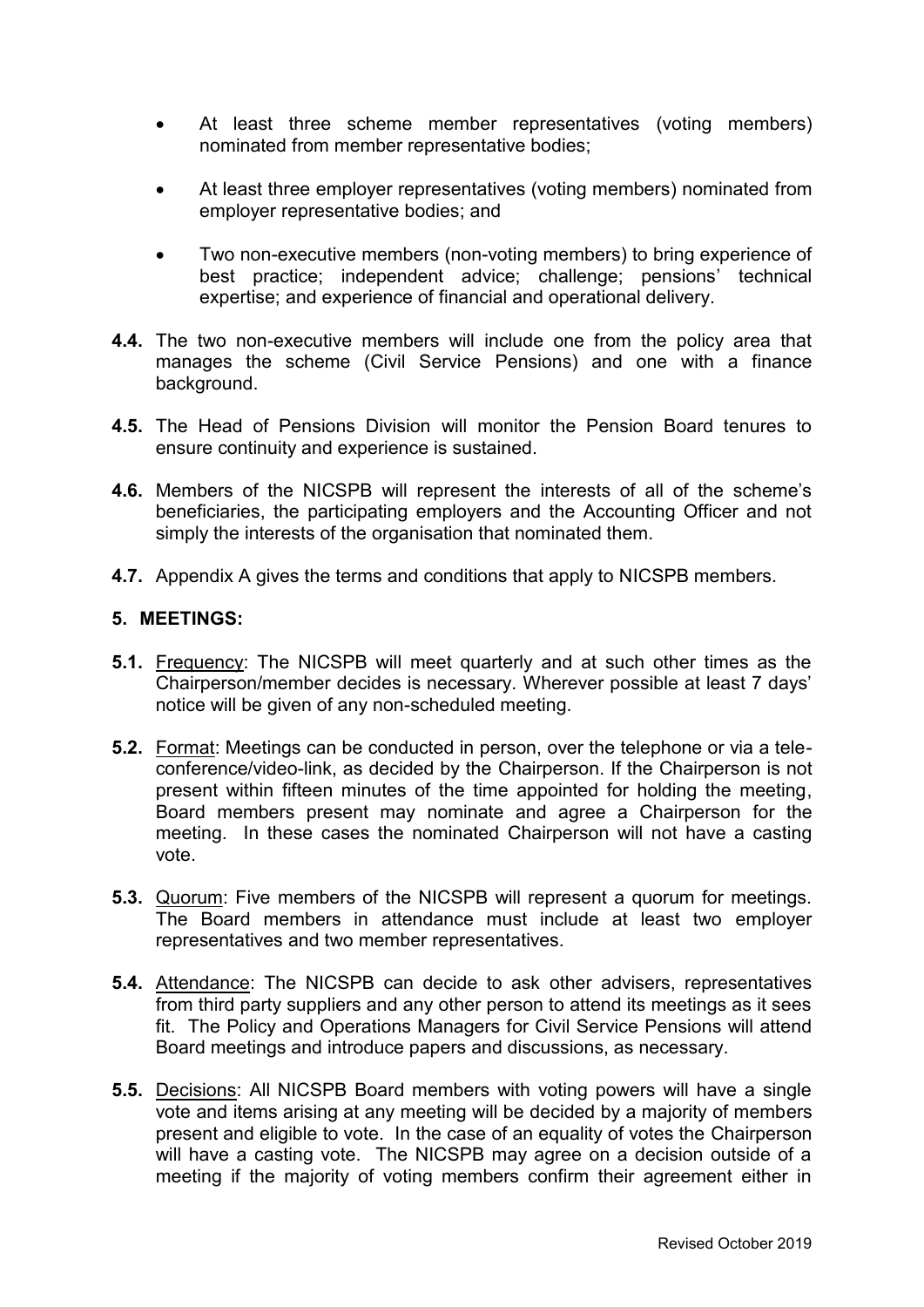- At least three scheme member representatives (voting members) nominated from member representative bodies;

- At least three employer representatives (voting members) nominated from employer representative bodies; and

- Two non-executive members (non-voting members) to bring experience of best practice; independent advice; challenge; pensions' technical expertise; and experience of financial and operational delivery.

**4.4.** The two non-executive members will include one from the policy area that manages the scheme (Civil Service Pensions) and one with a finance background.

**4.5.** The Head of Pensions Division will monitor the Pension Board tenures to ensure continuity and experience is sustained.

**4.6.** Members of the NICSPB will represent the interests of all of the scheme's beneficiaries, the participating employers and the Accounting Officer and not simply the interests of the organisation that nominated them.

**4.7.** Appendix A gives the terms and conditions that apply to NICSPB members.

**5. MEETINGS:**

**5.1.** Frequency: The NICSPB will meet quarterly and at such other times as the Chairperson/member decides is necessary. Wherever possible at least 7 days' notice will be given of any non-scheduled meeting.

**5.2.** Format: Meetings can be conducted in person, over the telephone or via a tele-conference/video-link, as decided by the Chairperson. If the Chairperson is not present within fifteen minutes of the time appointed for holding the meeting, Board members present may nominate and agree a Chairperson for the meeting. In these cases the nominated Chairperson will not have a casting vote.

**5.3.** Quorum: Five members of the NICSPB will represent a quorum for meetings. The Board members in attendance must include at least two employer representatives and two member representatives.

**5.4.** Attendance: The NICSPB can decide to ask other advisers, representatives from third party suppliers and any other person to attend its meetings as it sees fit. The Policy and Operations Managers for Civil Service Pensions will attend Board meetings and introduce papers and discussions, as necessary.

**5.5.** Decisions: All NICSPB Board members with voting powers will have a single vote and items arising at any meeting will be decided by a majority of members present and eligible to vote. In the case of an equality of votes the Chairperson will have a casting vote. The NICSPB may agree on a decision outside of a meeting if the majority of voting members confirm their agreement either in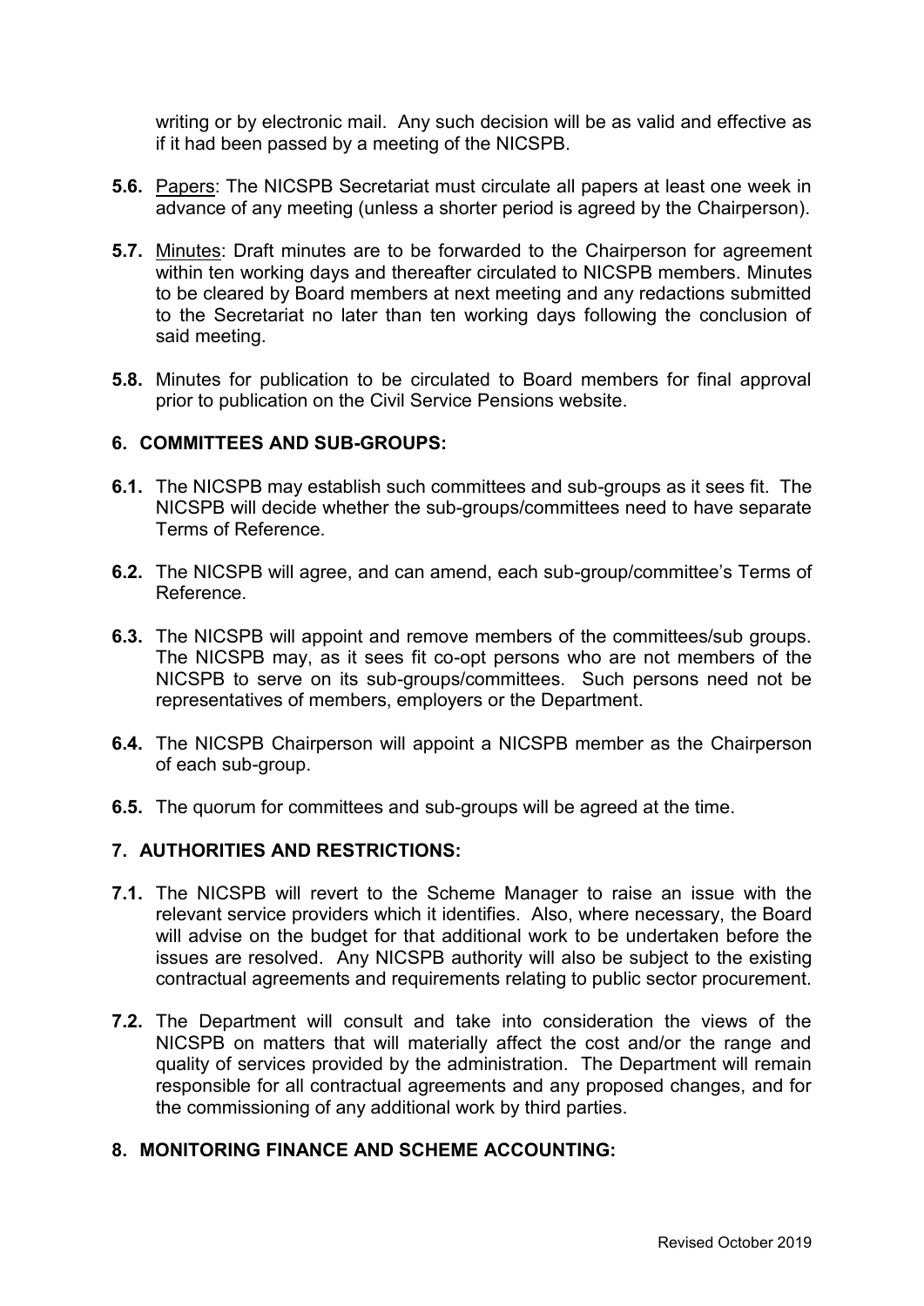writing or by electronic mail. Any such decision will be as valid and effective as if it had been passed by a meeting of the NICSPB.

**5.6.** Papers: The NICSPB Secretariat must circulate all papers at least one week in advance of any meeting (unless a shorter period is agreed by the Chairperson).

**5.7.** Minutes: Draft minutes are to be forwarded to the Chairperson for agreement within ten working days and thereafter circulated to NICSPB members. Minutes to be cleared by Board members at next meeting and any redactions submitted to the Secretariat no later than ten working days following the conclusion of said meeting.

**5.8.** Minutes for publication to be circulated to Board members for final approval prior to publication on the Civil Service Pensions website.

## 6. COMMITTEES AND SUB-GROUPS:

**6.1.** The NICSPB may establish such committees and sub-groups as it sees fit. The NICSPB will decide whether the sub-groups/committees need to have separate Terms of Reference.

**6.2.** The NICSPB will agree, and can amend, each sub-group/committee's Terms of Reference.

**6.3.** The NICSPB will appoint and remove members of the committees/sub groups. The NICSPB may, as it sees fit co-opt persons who are not members of the NICSPB to serve on its sub-groups/committees. Such persons need not be representatives of members, employers or the Department.

**6.4.** The NICSPB Chairperson will appoint a NICSPB member as the Chairperson of each sub-group.

**6.5.** The quorum for committees and sub-groups will be agreed at the time.

## 7. AUTHORITIES AND RESTRICTIONS:

**7.1.** The NICSPB will revert to the Scheme Manager to raise an issue with the relevant service providers which it identifies. Also, where necessary, the Board will advise on the budget for that additional work to be undertaken before the issues are resolved. Any NICSPB authority will also be subject to the existing contractual agreements and requirements relating to public sector procurement.

**7.2.** The Department will consult and take into consideration the views of the NICSPB on matters that will materially affect the cost and/or the range and quality of services provided by the administration. The Department will remain responsible for all contractual agreements and any proposed changes, and for the commissioning of any additional work by third parties.

## 8. MONITORING FINANCE AND SCHEME ACCOUNTING: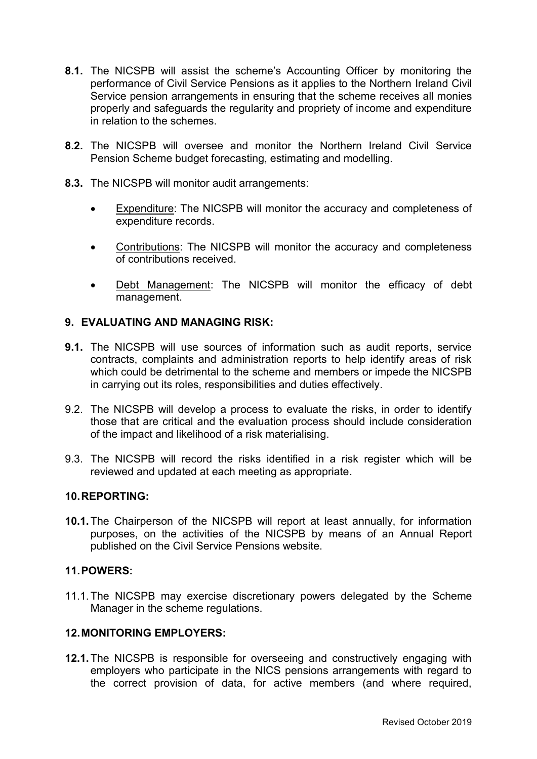**8.1.** The NICSPB will assist the scheme's Accounting Officer by monitoring the performance of Civil Service Pensions as it applies to the Northern Ireland Civil Service pension arrangements in ensuring that the scheme receives all monies properly and safeguards the regularity and propriety of income and expenditure in relation to the schemes.

**8.2.** The NICSPB will oversee and monitor the Northern Ireland Civil Service Pension Scheme budget forecasting, estimating and modelling.

**8.3.** The NICSPB will monitor audit arrangements:

- Expenditure: The NICSPB will monitor the accuracy and completeness of expenditure records.
- Contributions: The NICSPB will monitor the accuracy and completeness of contributions received.
- Debt Management: The NICSPB will monitor the efficacy of debt management.

## 9. EVALUATING AND MANAGING RISK:

**9.1.** The NICSPB will use sources of information such as audit reports, service contracts, complaints and administration reports to help identify areas of risk which could be detrimental to the scheme and members or impede the NICSPB in carrying out its roles, responsibilities and duties effectively.

9.2. The NICSPB will develop a process to evaluate the risks, in order to identify those that are critical and the evaluation process should include consideration of the impact and likelihood of a risk materialising.

9.3. The NICSPB will record the risks identified in a risk register which will be reviewed and updated at each meeting as appropriate.

## 10. REPORTING:

**10.1.** The Chairperson of the NICSPB will report at least annually, for information purposes, on the activities of the NICSPB by means of an Annual Report published on the Civil Service Pensions website.

## 11. POWERS:

11.1. The NICSPB may exercise discretionary powers delegated by the Scheme Manager in the scheme regulations.

## 12. MONITORING EMPLOYERS:

**12.1.** The NICSPB is responsible for overseeing and constructively engaging with employers who participate in the NICS pensions arrangements with regard to the correct provision of data, for active members (and where required,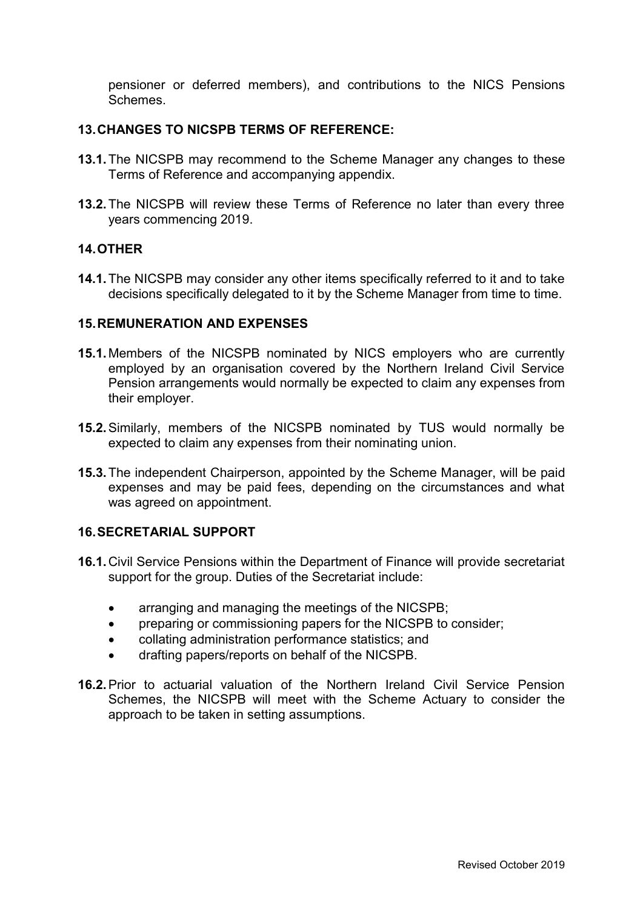pensioner or deferred members), and contributions to the NICS Pensions Schemes.

## 13. CHANGES TO NICSPB TERMS OF REFERENCE:

**13.1.** The NICSPB may recommend to the Scheme Manager any changes to these Terms of Reference and accompanying appendix.

**13.2.** The NICSPB will review these Terms of Reference no later than every three years commencing 2019.

## 14. OTHER

**14.1.** The NICSPB may consider any other items specifically referred to it and to take decisions specifically delegated to it by the Scheme Manager from time to time.

## 15. REMUNERATION AND EXPENSES

**15.1.** Members of the NICSPB nominated by NICS employers who are currently employed by an organisation covered by the Northern Ireland Civil Service Pension arrangements would normally be expected to claim any expenses from their employer.

**15.2.** Similarly, members of the NICSPB nominated by TUS would normally be expected to claim any expenses from their nominating union.

**15.3.** The independent Chairperson, appointed by the Scheme Manager, will be paid expenses and may be paid fees, depending on the circumstances and what was agreed on appointment.

## 16. SECRETARIAL SUPPORT

**16.1.** Civil Service Pensions within the Department of Finance will provide secretariat support for the group. Duties of the Secretariat include:

- arranging and managing the meetings of the NICSPB;
- preparing or commissioning papers for the NICSPB to consider;
- collating administration performance statistics; and
- drafting papers/reports on behalf of the NICSPB.

**16.2.** Prior to actuarial valuation of the Northern Ireland Civil Service Pension Schemes, the NICSPB will meet with the Scheme Actuary to consider the approach to be taken in setting assumptions.

Revised October 2019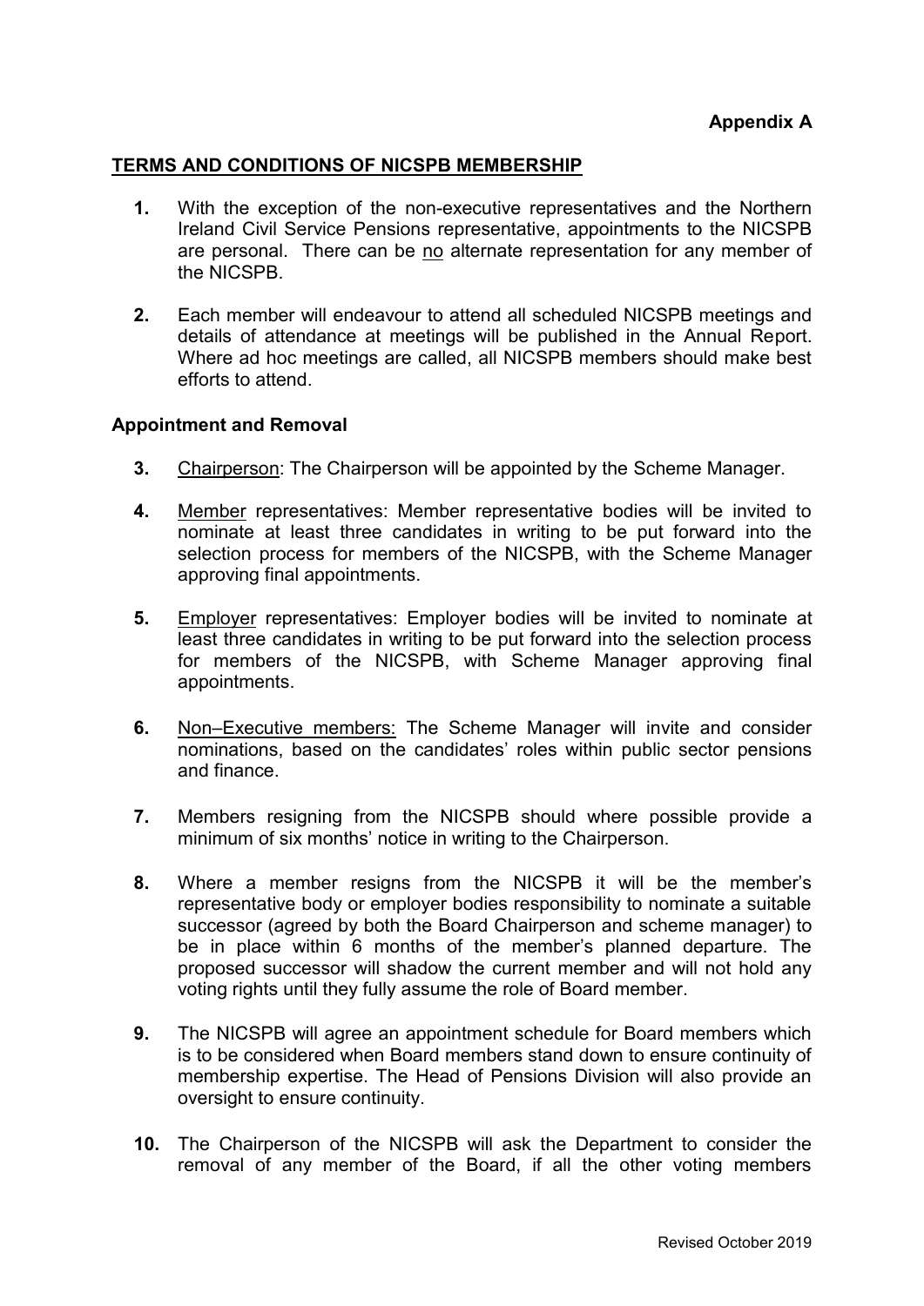**Appendix A**

**TERMS AND CONDITIONS OF NICSPB MEMBERSHIP**

1. With the exception of the non-executive representatives and the Northern Ireland Civil Service Pensions representative, appointments to the NICSPB are personal. There can be no alternate representation for any member of the NICSPB.

2. Each member will endeavour to attend all scheduled NICSPB meetings and details of attendance at meetings will be published in the Annual Report. Where ad hoc meetings are called, all NICSPB members should make best efforts to attend.

**Appointment and Removal**

3. Chairperson: The Chairperson will be appointed by the Scheme Manager.

4. Member representatives: Member representative bodies will be invited to nominate at least three candidates in writing to be put forward into the selection process for members of the NICSPB, with the Scheme Manager approving final appointments.

5. Employer representatives: Employer bodies will be invited to nominate at least three candidates in writing to be put forward into the selection process for members of the NICSPB, with Scheme Manager approving final appointments.

6. Non–Executive members: The Scheme Manager will invite and consider nominations, based on the candidates' roles within public sector pensions and finance.

7. Members resigning from the NICSPB should where possible provide a minimum of six months' notice in writing to the Chairperson.

8. Where a member resigns from the NICSPB it will be the member's representative body or employer bodies responsibility to nominate a suitable successor (agreed by both the Board Chairperson and scheme manager) to be in place within 6 months of the member's planned departure. The proposed successor will shadow the current member and will not hold any voting rights until they fully assume the role of Board member.

9. The NICSPB will agree an appointment schedule for Board members which is to be considered when Board members stand down to ensure continuity of membership expertise. The Head of Pensions Division will also provide an oversight to ensure continuity.

10. The Chairperson of the NICSPB will ask the Department to consider the removal of any member of the Board, if all the other voting members

Revised October 2019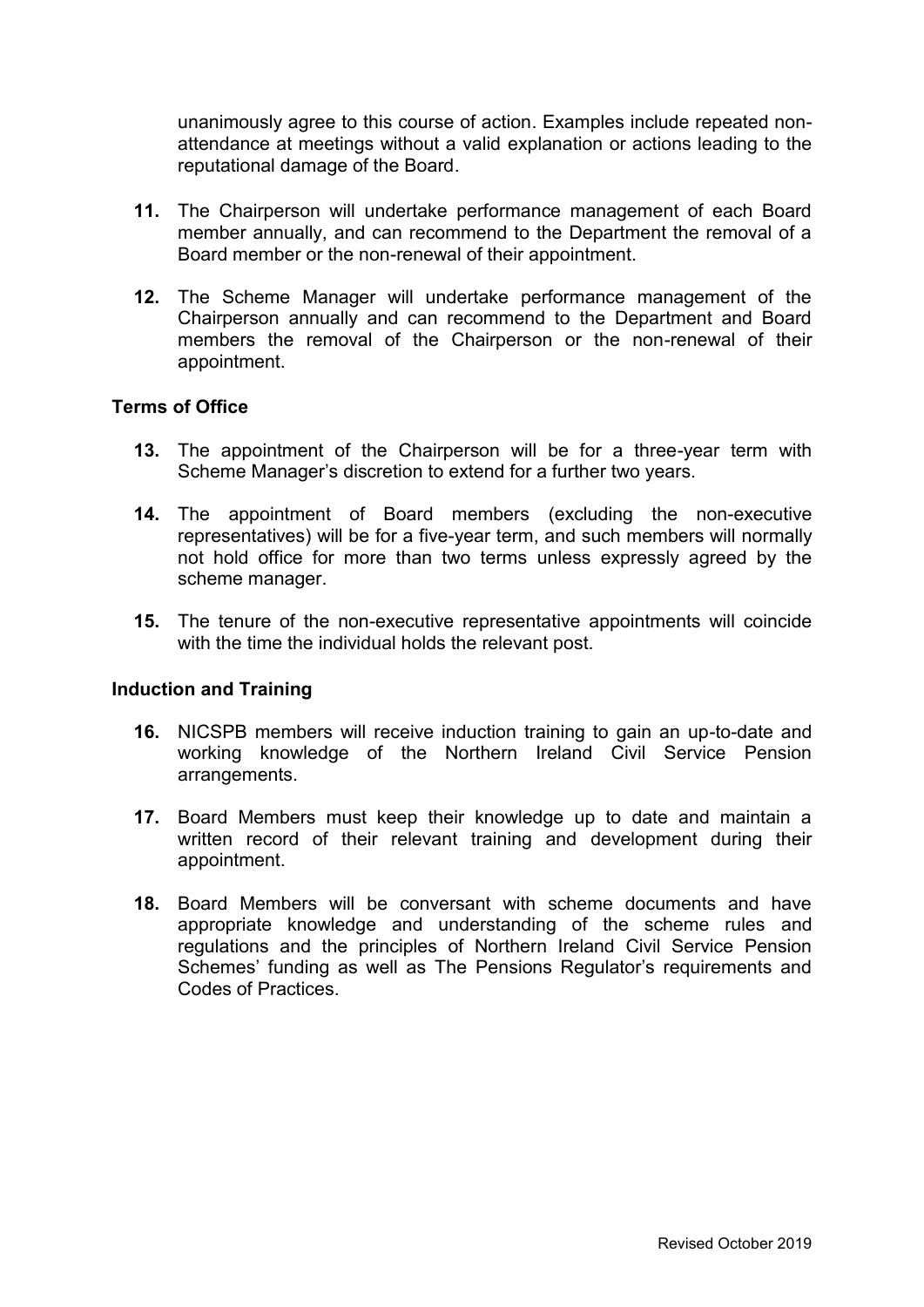unanimously agree to this course of action. Examples include repeated non-attendance at meetings without a valid explanation or actions leading to the reputational damage of the Board.

**11.** The Chairperson will undertake performance management of each Board member annually, and can recommend to the Department the removal of a Board member or the non-renewal of their appointment.

**12.** The Scheme Manager will undertake performance management of the Chairperson annually and can recommend to the Department and Board members the removal of the Chairperson or the non-renewal of their appointment.

### Terms of Office

**13.** The appointment of the Chairperson will be for a three-year term with Scheme Manager's discretion to extend for a further two years.

**14.** The appointment of Board members (excluding the non-executive representatives) will be for a five-year term, and such members will normally not hold office for more than two terms unless expressly agreed by the scheme manager.

**15.** The tenure of the non-executive representative appointments will coincide with the time the individual holds the relevant post.

### Induction and Training

**16.** NICSPB members will receive induction training to gain an up-to-date and working knowledge of the Northern Ireland Civil Service Pension arrangements.

**17.** Board Members must keep their knowledge up to date and maintain a written record of their relevant training and development during their appointment.

**18.** Board Members will be conversant with scheme documents and have appropriate knowledge and understanding of the scheme rules and regulations and the principles of Northern Ireland Civil Service Pension Schemes' funding as well as The Pensions Regulator's requirements and Codes of Practices.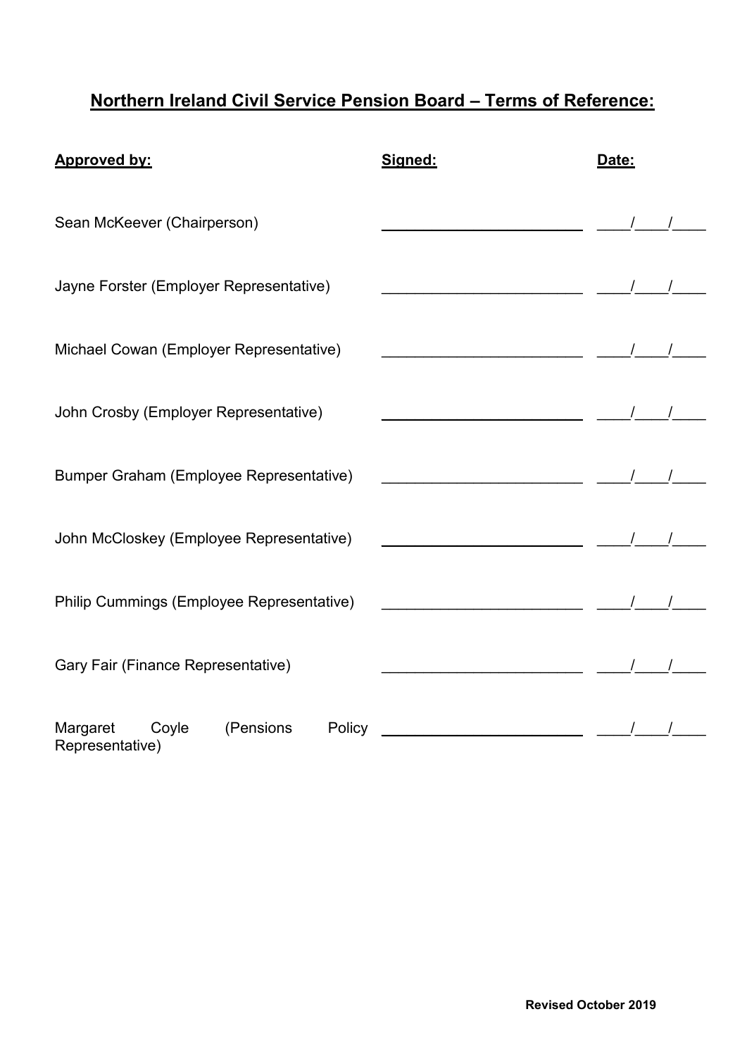## **Northern Ireland Civil Service Pension Board – Terms of Reference:**

| **Approved by:** | **Signed:** | **Date:** |
| --- | --- | --- |
| Sean McKeever (Chairperson) | ________________________ | ____/____/____ |
| Jayne Forster (Employer Representative) | ________________________ | ____/____/____ |
| Michael Cowan (Employer Representative) | ________________________ | ____/____/____ |
| John Crosby (Employer Representative) | ________________________ | ____/____/____ |
| Bumper Graham (Employee Representative) | ________________________ | ____/____/____ |
| John McCloskey (Employee Representative) | ________________________ | ____/____/____ |
| Philip Cummings (Employee Representative) | ________________________ | ____/____/____ |
| Gary Fair (Finance Representative) | ________________________ | ____/____/____ |
| Margaret Coyle (Pensions Policy Representative) | ________________________ | ____/____/____ |

**Revised October 2019**